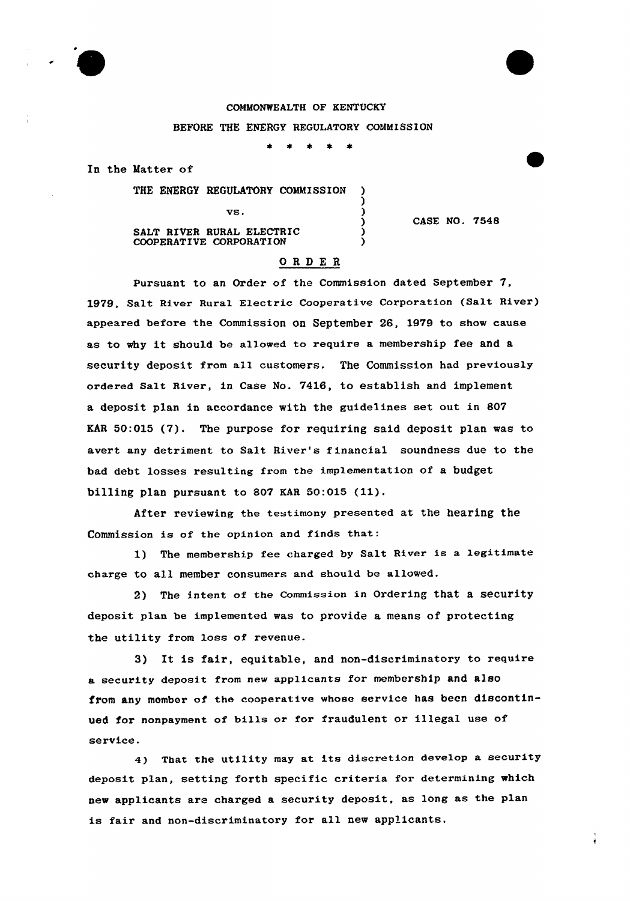COMMONWEALTH OF KENTUCKY

BEFORE THE ENERGY REGULATORY COMMISSION

\* \* \* \* \*

In the Matter of

| | |
|---|---|
| THE ENERGY REGULATORY COMMISSION<br>vs.<br>SALT RIVER RURAL ELECTRIC COOPERATIVE CORPORATION | CASE NO. 7548 |

## O R D E R

Pursuant to an Order of the Commission dated September 7, 1979, Salt River Rural Electric Cooperative Corporation (Salt River) appeared before the Commission on September 26, 1979 to show cause as to why it should be allowed to require a membership fee and a security deposit from all customers. The Commission had previously ordered Salt River, in Case No. 7416, to establish and implement a deposit plan in accordance with the guidelines set out in 807 KAR 50:015 (7). The purpose for requiring said deposit plan was to avert any detriment to Salt River's financial soundness due to the bad debt losses resulting from the implementation of a budget billing plan pursuant to 807 KAR 50:015 (11).

After reviewing the testimony presented at the hearing the Commission is of the opinion and finds that:

1) The membership fee charged by Salt River is a legitimate charge to all member consumers and should be allowed.

2) The intent of the Commission in Ordering that a security deposit plan be implemented was to provide a means of protecting the utility from loss of revenue.

3) It is fair, equitable, and non-discriminatory to require a security deposit from new applicants for membership and also from any member of the cooperative whose service has been discontinued for nonpayment of bills or for fraudulent or illegal use of service.

4) That the utility may at its discretion develop a security deposit plan, setting forth specific criteria for determining which new applicants are charged a security deposit, as long as the plan is fair and non-discriminatory for all new applicants.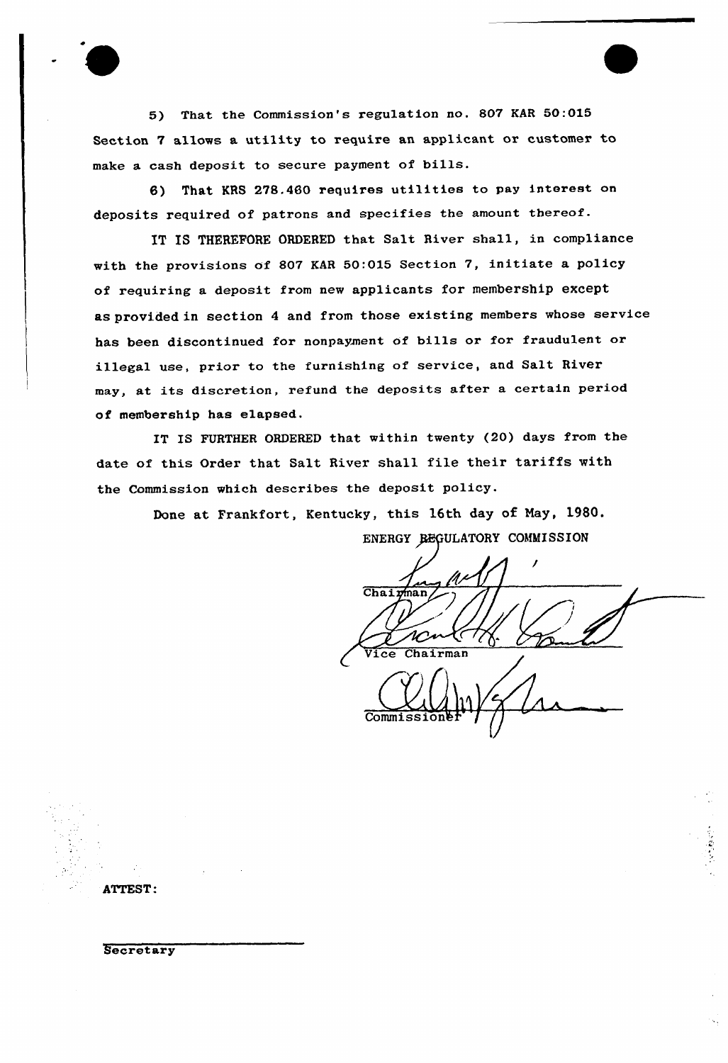5) That the Commission's regulation no. 807 KAR 50:015 Section 7 allows a utility to require an applicant or customer to make a cash deposit to secure payment of bills.

6) That KRS 278.460 requires utilities to pay interest on deposits required of patrons and specifies the amount thereof.

IT IS THEREFORE ORDERED that Salt River shall, in compliance with the provisions of 807 KAR 50:015 Section 7, initiate a policy of requiring a deposit from new applicants for membership except as provided in section 4 and from those existing members whose service has been discontinued for nonpayment of bills or for fraudulent or illegal use, prior to the furnishing of service, and Salt River may, at its discretion, refund the deposits after a certain period of membership has elapsed.

IT IS FURTHER ORDERED that within twenty (20) days from the date of this Order that Salt River shall file their tariffs with the Commission which describes the deposit policy.

Done at Frankfort, Kentucky, this 16th day of May, 1980.

ENERGY REGULATORY COMMISSION

Chairman

Vice Chairman

Commissioner

ATTEST:

Secretary